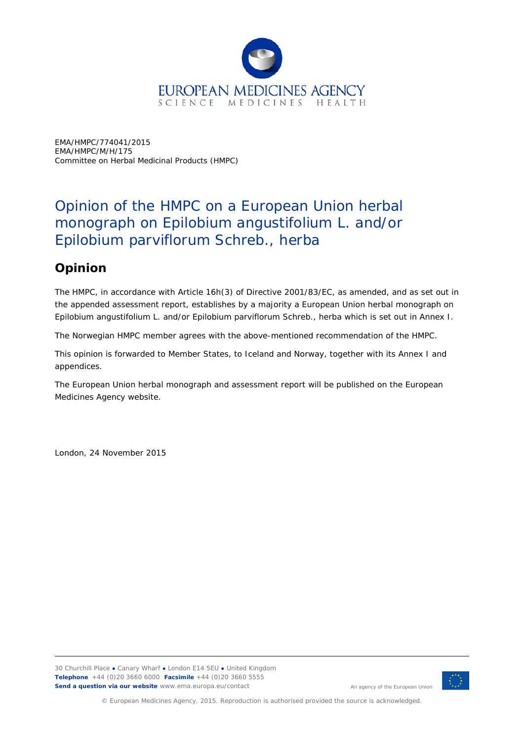EMA/HMPC/774041/2015
EMA/HMPC/M/H/175
Committee on Herbal Medicinal Products (HMPC)

# Opinion of the HMPC on a European Union herbal monograph on Epilobium angustifolium L. and/or Epilobium parviflorum Schreb., herba

## Opinion

The HMPC, in accordance with Article 16h(3) of Directive 2001/83/EC, as amended, and as set out in the appended assessment report, establishes by a majority a European Union herbal monograph on Epilobium angustifolium L. and/or Epilobium parviflorum Schreb., herba which is set out in Annex I.

The Norwegian HMPC member agrees with the above-mentioned recommendation of the HMPC.

This opinion is forwarded to Member States, to Iceland and Norway, together with its Annex I and appendices.

The European Union herbal monograph and assessment report will be published on the European Medicines Agency website.

London, 24 November 2015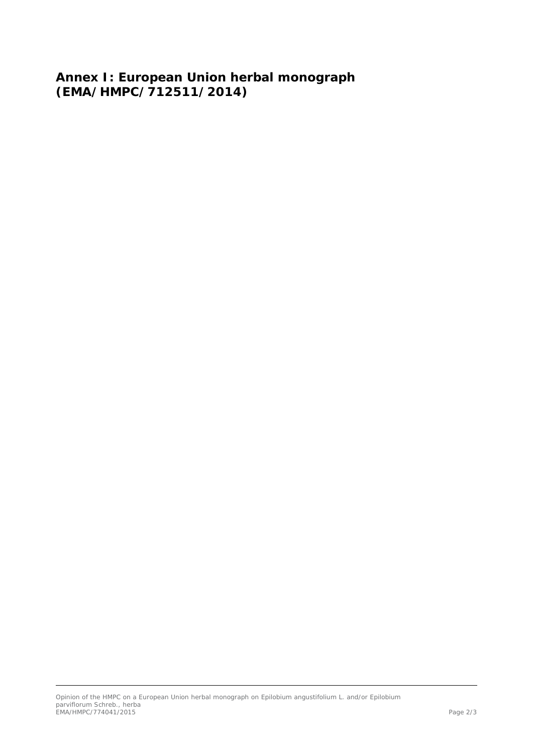# Annex I: European Union herbal monograph (EMA/HMPC/712511/2014)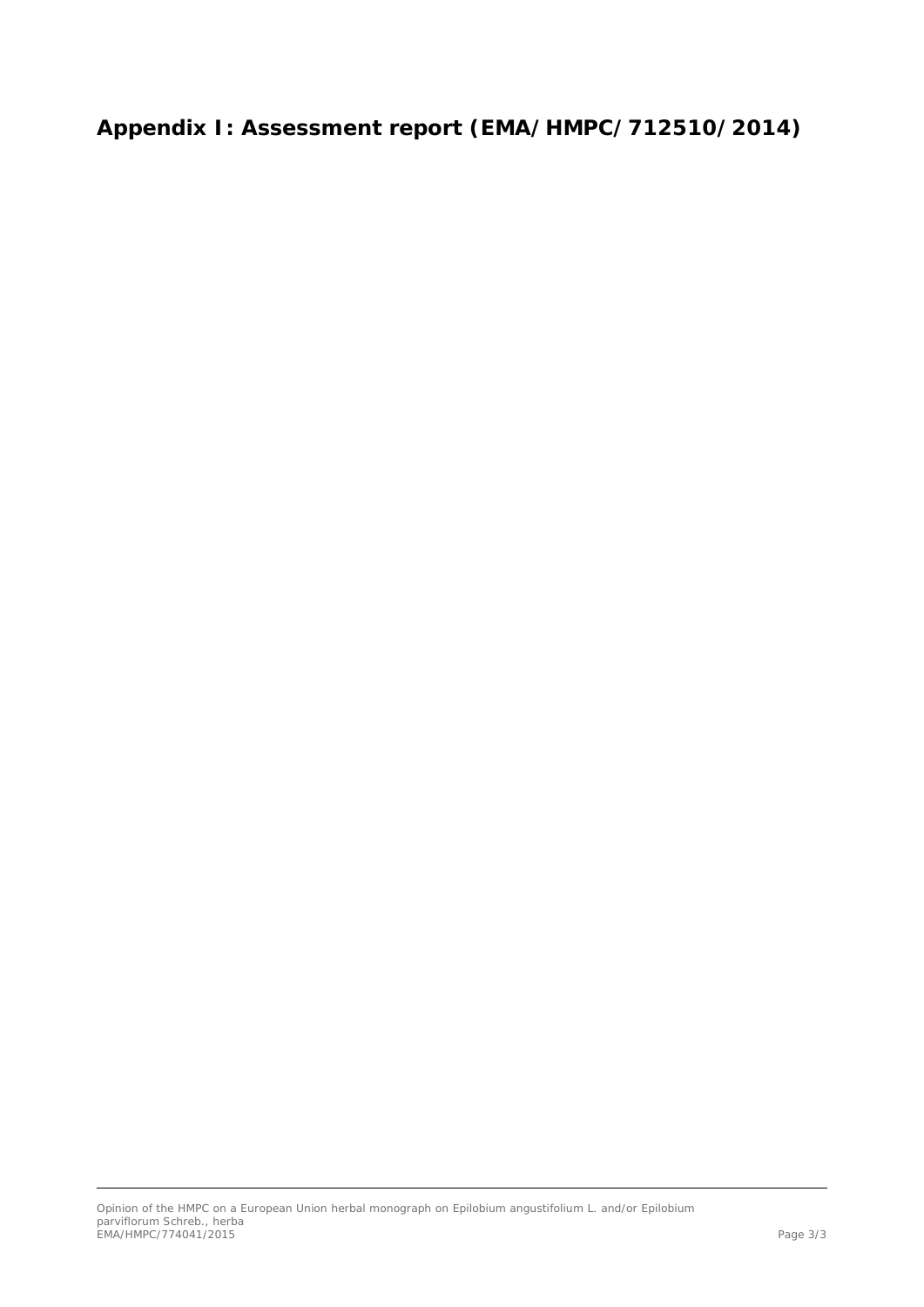# Appendix I: Assessment report (EMA/HMPC/712510/2014)